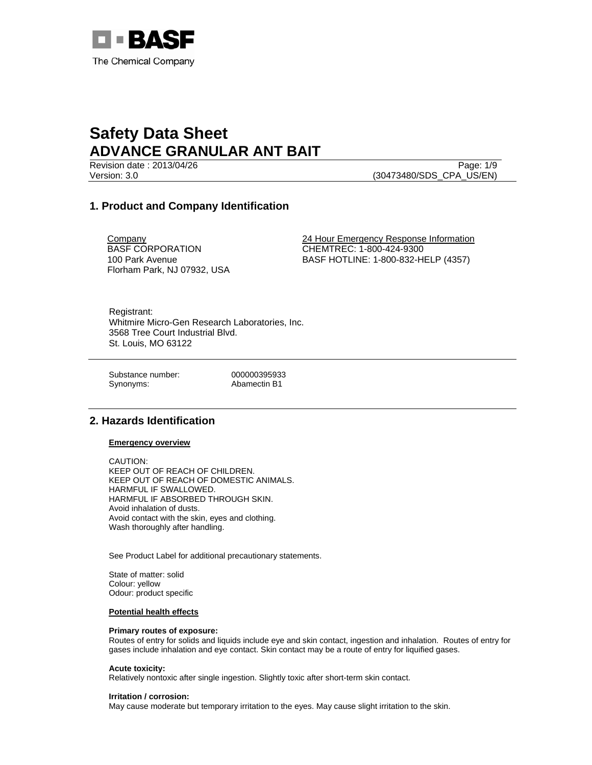BASF

The Chemical Company

# Safety Data Sheet
# ADVANCE GRANULAR ANT BAIT

Revision date : 2013/04/26
Version: 3.0 (30473480/SDS_CPA_US/EN)

## 1. Product and Company Identification

Company
BASF CORPORATION
100 Park Avenue
Florham Park, NJ 07932, USA

24 Hour Emergency Response Information
CHEMTREC: 1-800-424-9300
BASF HOTLINE: 1-800-832-HELP (4357)

Registrant:
Whitmire Micro-Gen Research Laboratories, Inc.
3568 Tree Court Industrial Blvd.
St. Louis, MO 63122

Substance number: 000000395933
Synonyms: Abamectin B1

## 2. Hazards Identification

**Emergency overview**

CAUTION:
KEEP OUT OF REACH OF CHILDREN.
KEEP OUT OF REACH OF DOMESTIC ANIMALS.
HARMFUL IF SWALLOWED.
HARMFUL IF ABSORBED THROUGH SKIN.
Avoid inhalation of dusts.
Avoid contact with the skin, eyes and clothing.
Wash thoroughly after handling.

See Product Label for additional precautionary statements.

State of matter: solid
Colour: yellow
Odour: product specific

**Potential health effects**

**Primary routes of exposure:**
Routes of entry for solids and liquids include eye and skin contact, ingestion and inhalation. Routes of entry for gases include inhalation and eye contact. Skin contact may be a route of entry for liquified gases.

**Acute toxicity:**
Relatively nontoxic after single ingestion. Slightly toxic after short-term skin contact.

**Irritation / corrosion:**
May cause moderate but temporary irritation to the eyes. May cause slight irritation to the skin.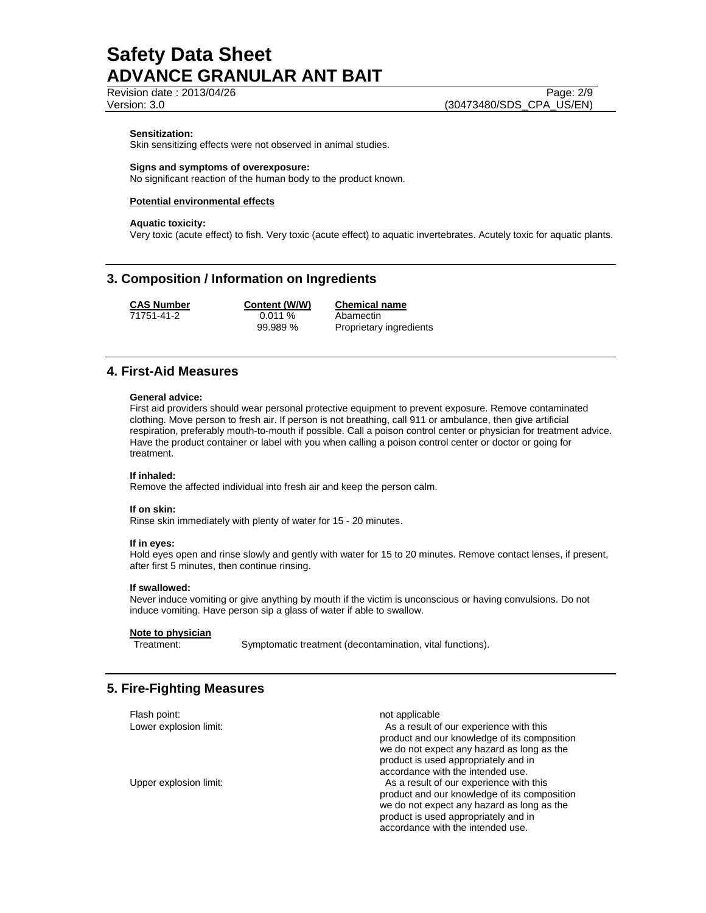**Sensitization:**
Skin sensitizing effects were not observed in animal studies.

**Signs and symptoms of overexposure:**
No significant reaction of the human body to the product known.

**Potential environmental effects**

**Aquatic toxicity:**
Very toxic (acute effect) to fish. Very toxic (acute effect) to aquatic invertebrates. Acutely toxic for aquatic plants.

## 3. Composition / Information on Ingredients

| CAS Number | Content (W/W) | Chemical name |
|---|---|---|
| 71751-41-2 | 0.011 % | Abamectin |
| | 99.989 % | Proprietary ingredients |

## 4. First-Aid Measures

**General advice:**
First aid providers should wear personal protective equipment to prevent exposure. Remove contaminated clothing. Move person to fresh air. If person is not breathing, call 911 or ambulance, then give artificial respiration, preferably mouth-to-mouth if possible. Call a poison control center or physician for treatment advice. Have the product container or label with you when calling a poison control center or doctor or going for treatment.

**If inhaled:**
Remove the affected individual into fresh air and keep the person calm.

**If on skin:**
Rinse skin immediately with plenty of water for 15 - 20 minutes.

**If in eyes:**
Hold eyes open and rinse slowly and gently with water for 15 to 20 minutes. Remove contact lenses, if present, after first 5 minutes, then continue rinsing.

**If swallowed:**
Never induce vomiting or give anything by mouth if the victim is unconscious or having convulsions. Do not induce vomiting. Have person sip a glass of water if able to swallow.

**Note to physician**

Treatment: Symptomatic treatment (decontamination, vital functions).

## 5. Fire-Fighting Measures

| | |
|---|---|
| Flash point: | not applicable |
| Lower explosion limit: | As a result of our experience with this product and our knowledge of its composition we do not expect any hazard as long as the product is used appropriately and in accordance with the intended use. |
| Upper explosion limit: | As a result of our experience with this product and our knowledge of its composition we do not expect any hazard as long as the product is used appropriately and in accordance with the intended use. |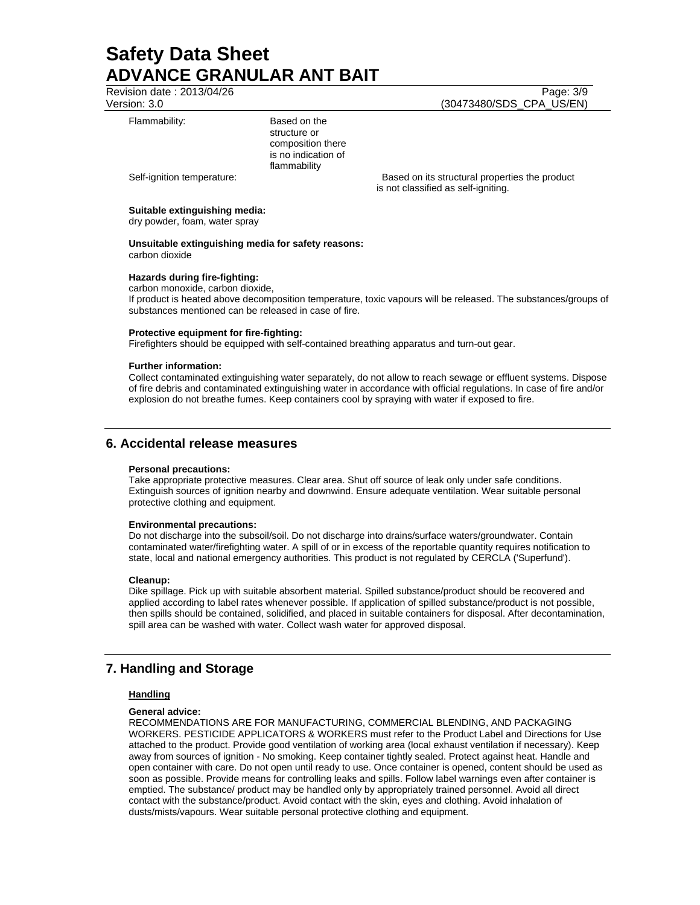Flammability: Based on the structure or composition there is no indication of flammability

Self-ignition temperature: Based on its structural properties the product is not classified as self-igniting.

**Suitable extinguishing media:**
dry powder, foam, water spray

**Unsuitable extinguishing media for safety reasons:**
carbon dioxide

**Hazards during fire-fighting:**
carbon monoxide, carbon dioxide,
If product is heated above decomposition temperature, toxic vapours will be released. The substances/groups of substances mentioned can be released in case of fire.

**Protective equipment for fire-fighting:**
Firefighters should be equipped with self-contained breathing apparatus and turn-out gear.

**Further information:**
Collect contaminated extinguishing water separately, do not allow to reach sewage or effluent systems. Dispose of fire debris and contaminated extinguishing water in accordance with official regulations. In case of fire and/or explosion do not breathe fumes. Keep containers cool by spraying with water if exposed to fire.

## 6. Accidental release measures

**Personal precautions:**
Take appropriate protective measures. Clear area. Shut off source of leak only under safe conditions. Extinguish sources of ignition nearby and downwind. Ensure adequate ventilation. Wear suitable personal protective clothing and equipment.

**Environmental precautions:**
Do not discharge into the subsoil/soil. Do not discharge into drains/surface waters/groundwater. Contain contaminated water/firefighting water. A spill of or in excess of the reportable quantity requires notification to state, local and national emergency authorities. This product is not regulated by CERCLA ('Superfund').

**Cleanup:**
Dike spillage. Pick up with suitable absorbent material. Spilled substance/product should be recovered and applied according to label rates whenever possible. If application of spilled substance/product is not possible, then spills should be contained, solidified, and placed in suitable containers for disposal. After decontamination, spill area can be washed with water. Collect wash water for approved disposal.

## 7. Handling and Storage

**Handling**

**General advice:**
RECOMMENDATIONS ARE FOR MANUFACTURING, COMMERCIAL BLENDING, AND PACKAGING WORKERS. PESTICIDE APPLICATORS & WORKERS must refer to the Product Label and Directions for Use attached to the product. Provide good ventilation of working area (local exhaust ventilation if necessary). Keep away from sources of ignition - No smoking. Keep container tightly sealed. Protect against heat. Handle and open container with care. Do not open until ready to use. Once container is opened, content should be used as soon as possible. Provide means for controlling leaks and spills. Follow label warnings even after container is emptied. The substance/ product may be handled only by appropriately trained personnel. Avoid all direct contact with the substance/product. Avoid contact with the skin, eyes and clothing. Avoid inhalation of dusts/mists/vapours. Wear suitable personal protective clothing and equipment.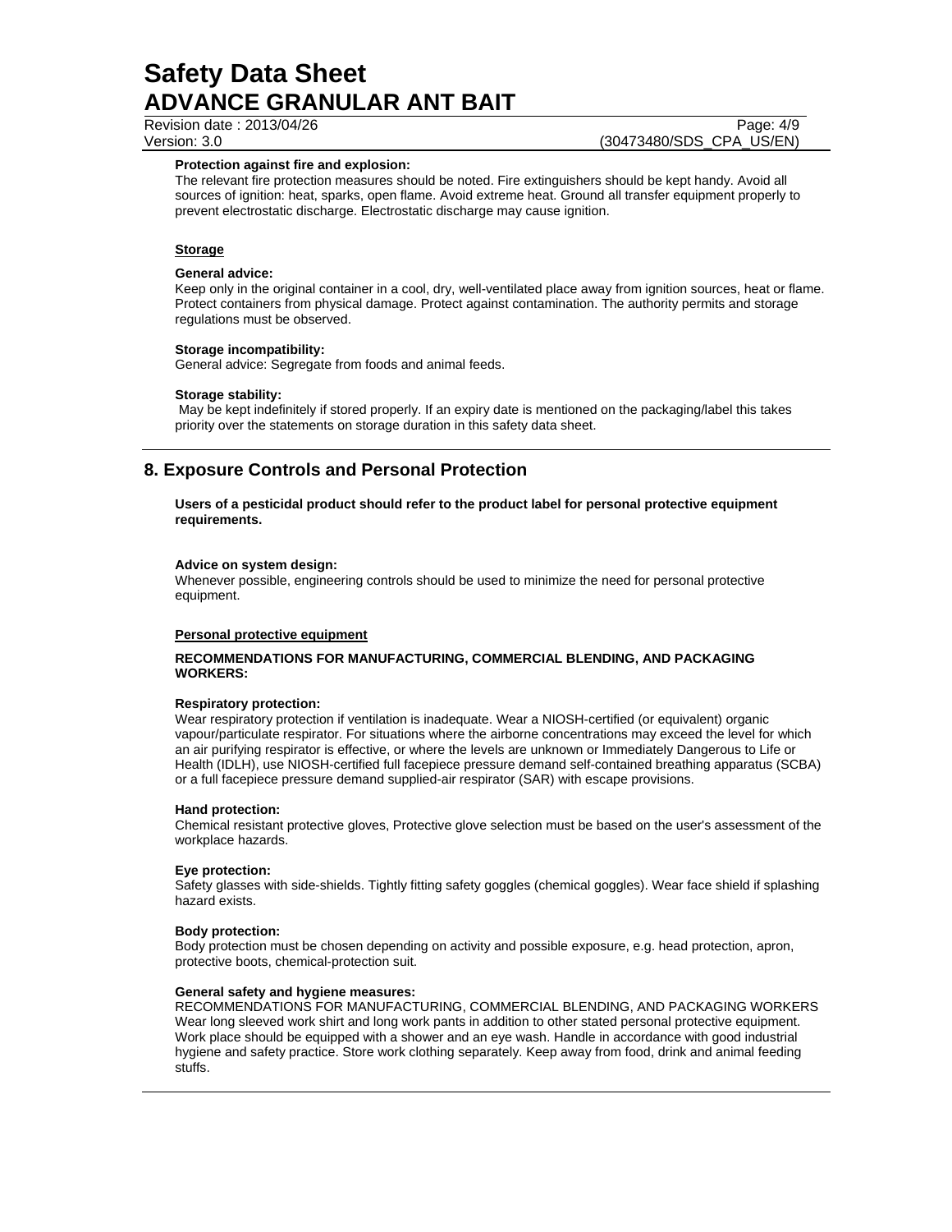**Protection against fire and explosion:**
The relevant fire protection measures should be noted. Fire extinguishers should be kept handy. Avoid all sources of ignition: heat, sparks, open flame. Avoid extreme heat. Ground all transfer equipment properly to prevent electrostatic discharge. Electrostatic discharge may cause ignition.

**Storage**

**General advice:**
Keep only in the original container in a cool, dry, well-ventilated place away from ignition sources, heat or flame. Protect containers from physical damage. Protect against contamination. The authority permits and storage regulations must be observed.

**Storage incompatibility:**
General advice: Segregate from foods and animal feeds.

**Storage stability:**
May be kept indefinitely if stored properly. If an expiry date is mentioned on the packaging/label this takes priority over the statements on storage duration in this safety data sheet.

## 8. Exposure Controls and Personal Protection

**Users of a pesticidal product should refer to the product label for personal protective equipment requirements.**

**Advice on system design:**
Whenever possible, engineering controls should be used to minimize the need for personal protective equipment.

**Personal protective equipment**

**RECOMMENDATIONS FOR MANUFACTURING, COMMERCIAL BLENDING, AND PACKAGING WORKERS:**

**Respiratory protection:**
Wear respiratory protection if ventilation is inadequate. Wear a NIOSH-certified (or equivalent) organic vapour/particulate respirator. For situations where the airborne concentrations may exceed the level for which an air purifying respirator is effective, or where the levels are unknown or Immediately Dangerous to Life or Health (IDLH), use NIOSH-certified full facepiece pressure demand self-contained breathing apparatus (SCBA) or a full facepiece pressure demand supplied-air respirator (SAR) with escape provisions.

**Hand protection:**
Chemical resistant protective gloves, Protective glove selection must be based on the user's assessment of the workplace hazards.

**Eye protection:**
Safety glasses with side-shields. Tightly fitting safety goggles (chemical goggles). Wear face shield if splashing hazard exists.

**Body protection:**
Body protection must be chosen depending on activity and possible exposure, e.g. head protection, apron, protective boots, chemical-protection suit.

**General safety and hygiene measures:**
RECOMMENDATIONS FOR MANUFACTURING, COMMERCIAL BLENDING, AND PACKAGING WORKERS
Wear long sleeved work shirt and long work pants in addition to other stated personal protective equipment. Work place should be equipped with a shower and an eye wash. Handle in accordance with good industrial hygiene and safety practice. Store work clothing separately. Keep away from food, drink and animal feeding stuffs.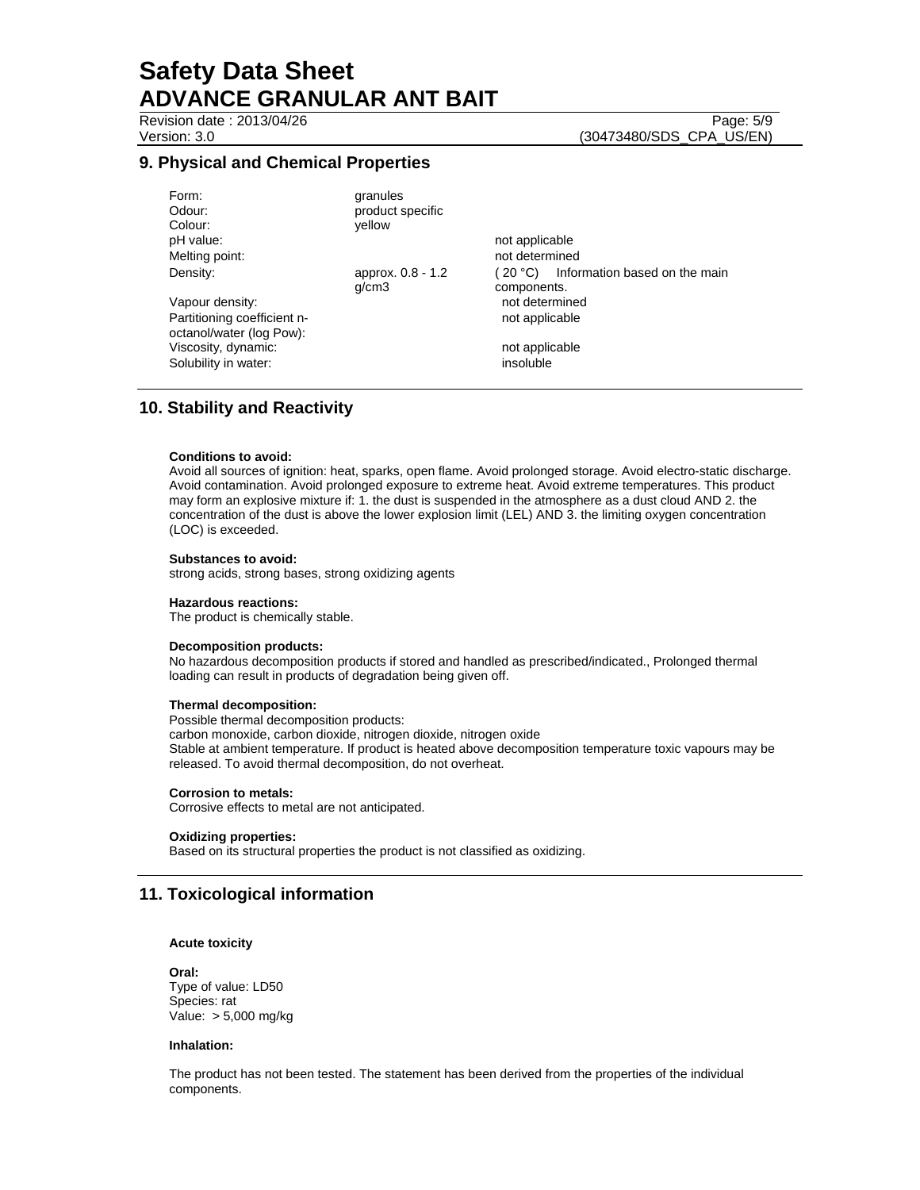## 9. Physical and Chemical Properties

| | | |
|---|---|---|
| Form: | granules | |
| Odour: | product specific | |
| Colour: | yellow | |
| pH value: | | not applicable |
| Melting point: | | not determined |
| Density: | approx. 0.8 - 1.2 g/cm3 | ( 20 °C) Information based on the main components. |
| Vapour density: | | not determined |
| Partitioning coefficient n-octanol/water (log Pow): | | not applicable |
| Viscosity, dynamic: | | not applicable |
| Solubility in water: | | insoluble |

## 10. Stability and Reactivity

**Conditions to avoid:**
Avoid all sources of ignition: heat, sparks, open flame. Avoid prolonged storage. Avoid electro-static discharge. Avoid contamination. Avoid prolonged exposure to extreme heat. Avoid extreme temperatures. This product may form an explosive mixture if: 1. the dust is suspended in the atmosphere as a dust cloud AND 2. the concentration of the dust is above the lower explosion limit (LEL) AND 3. the limiting oxygen concentration (LOC) is exceeded.

**Substances to avoid:**
strong acids, strong bases, strong oxidizing agents

**Hazardous reactions:**
The product is chemically stable.

**Decomposition products:**
No hazardous decomposition products if stored and handled as prescribed/indicated., Prolonged thermal loading can result in products of degradation being given off.

**Thermal decomposition:**
Possible thermal decomposition products:
carbon monoxide, carbon dioxide, nitrogen dioxide, nitrogen oxide
Stable at ambient temperature. If product is heated above decomposition temperature toxic vapours may be released. To avoid thermal decomposition, do not overheat.

**Corrosion to metals:**
Corrosive effects to metal are not anticipated.

**Oxidizing properties:**
Based on its structural properties the product is not classified as oxidizing.

## 11. Toxicological information

**Acute toxicity**

**Oral:**
Type of value: LD50
Species: rat
Value: > 5,000 mg/kg

**Inhalation:**

The product has not been tested. The statement has been derived from the properties of the individual components.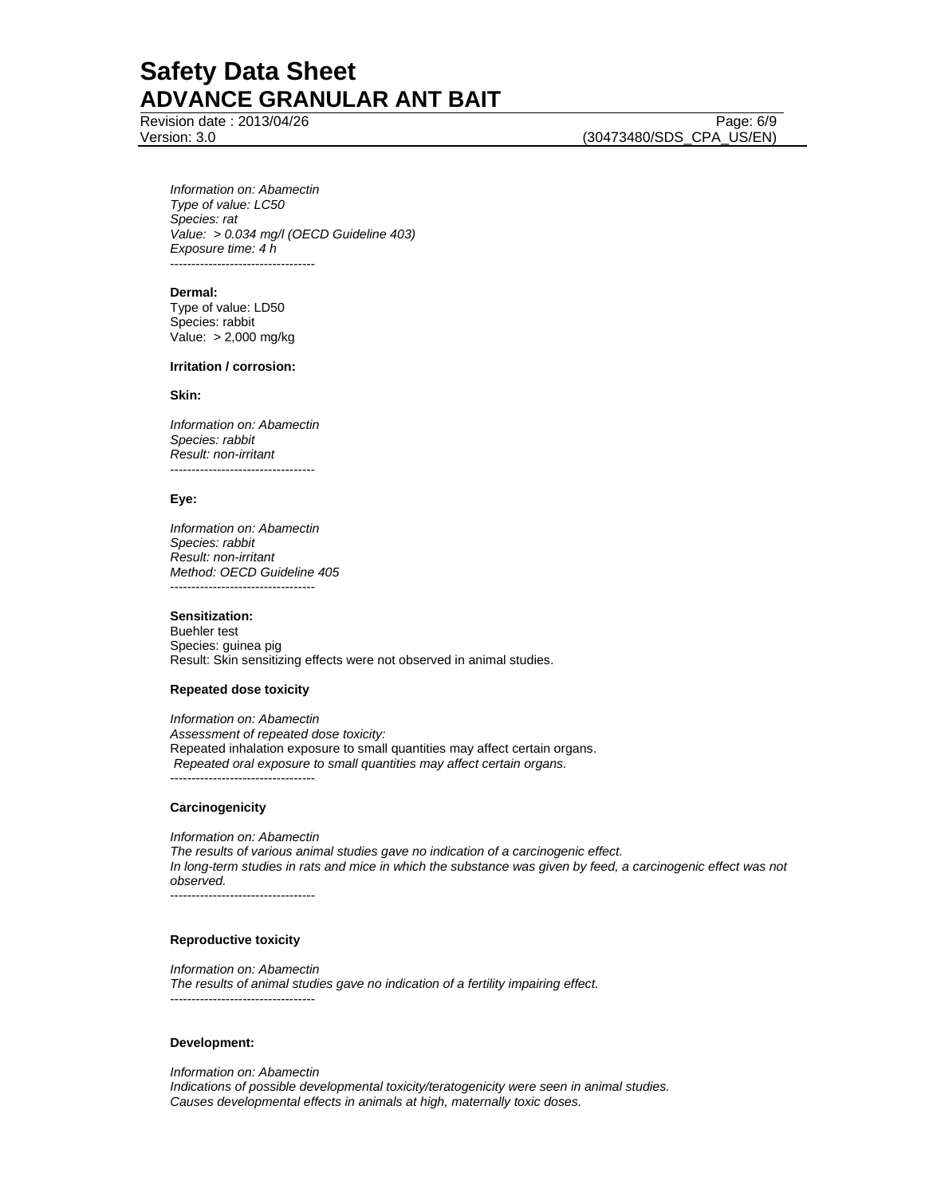*Information on: Abamectin*
*Type of value: LC50*
*Species: rat*
*Value: > 0.034 mg/l (OECD Guideline 403)*
*Exposure time: 4 h*
----------------------------------

**Dermal:**
Type of value: LD50
Species: rabbit
Value: > 2,000 mg/kg

**Irritation / corrosion:**

**Skin:**

*Information on: Abamectin*
*Species: rabbit*
*Result: non-irritant*
----------------------------------

**Eye:**

*Information on: Abamectin*
*Species: rabbit*
*Result: non-irritant*
*Method: OECD Guideline 405*
----------------------------------

**Sensitization:**
Buehler test
Species: guinea pig
Result: Skin sensitizing effects were not observed in animal studies.

**Repeated dose toxicity**

*Information on: Abamectin*
*Assessment of repeated dose toxicity:*
Repeated inhalation exposure to small quantities may affect certain organs.
*Repeated oral exposure to small quantities may affect certain organs.*
----------------------------------

**Carcinogenicity**

*Information on: Abamectin*
*The results of various animal studies gave no indication of a carcinogenic effect.*
*In long-term studies in rats and mice in which the substance was given by feed, a carcinogenic effect was not observed.*
----------------------------------

**Reproductive toxicity**

*Information on: Abamectin*
*The results of animal studies gave no indication of a fertility impairing effect.*
----------------------------------

**Development:**

*Information on: Abamectin*
*Indications of possible developmental toxicity/teratogenicity were seen in animal studies.*
*Causes developmental effects in animals at high, maternally toxic doses.*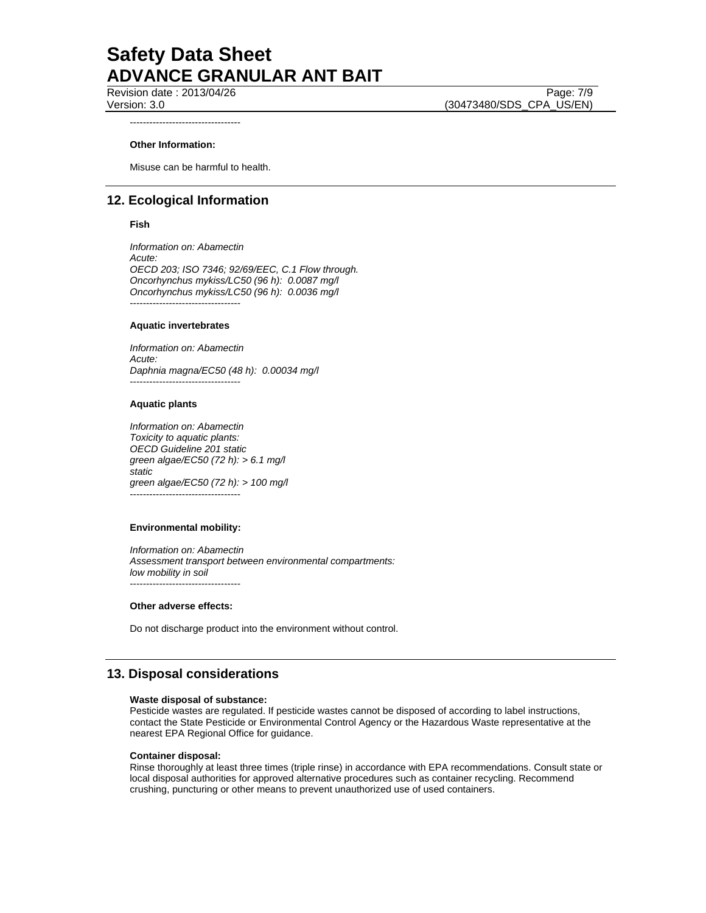----------------------------------

**Other Information:**

Misuse can be harmful to health.

## 12. Ecological Information

**Fish**

*Information on: Abamectin*
*Acute:*
*OECD 203; ISO 7346; 92/69/EEC, C.1 Flow through.*
*Oncorhynchus mykiss/LC50 (96 h): 0.0087 mg/l*
*Oncorhynchus mykiss/LC50 (96 h): 0.0036 mg/l*
----------------------------------

**Aquatic invertebrates**

*Information on: Abamectin*
*Acute:*
*Daphnia magna/EC50 (48 h): 0.00034 mg/l*
----------------------------------

**Aquatic plants**

*Information on: Abamectin*
*Toxicity to aquatic plants:*
*OECD Guideline 201 static*
*green algae/EC50 (72 h): > 6.1 mg/l*
*static*
*green algae/EC50 (72 h): > 100 mg/l*
----------------------------------

**Environmental mobility:**

*Information on: Abamectin*
*Assessment transport between environmental compartments:*
*low mobility in soil*
----------------------------------

**Other adverse effects:**

Do not discharge product into the environment without control.

## 13. Disposal considerations

**Waste disposal of substance:**
Pesticide wastes are regulated. If pesticide wastes cannot be disposed of according to label instructions, contact the State Pesticide or Environmental Control Agency or the Hazardous Waste representative at the nearest EPA Regional Office for guidance.

**Container disposal:**
Rinse thoroughly at least three times (triple rinse) in accordance with EPA recommendations. Consult state or local disposal authorities for approved alternative procedures such as container recycling. Recommend crushing, puncturing or other means to prevent unauthorized use of used containers.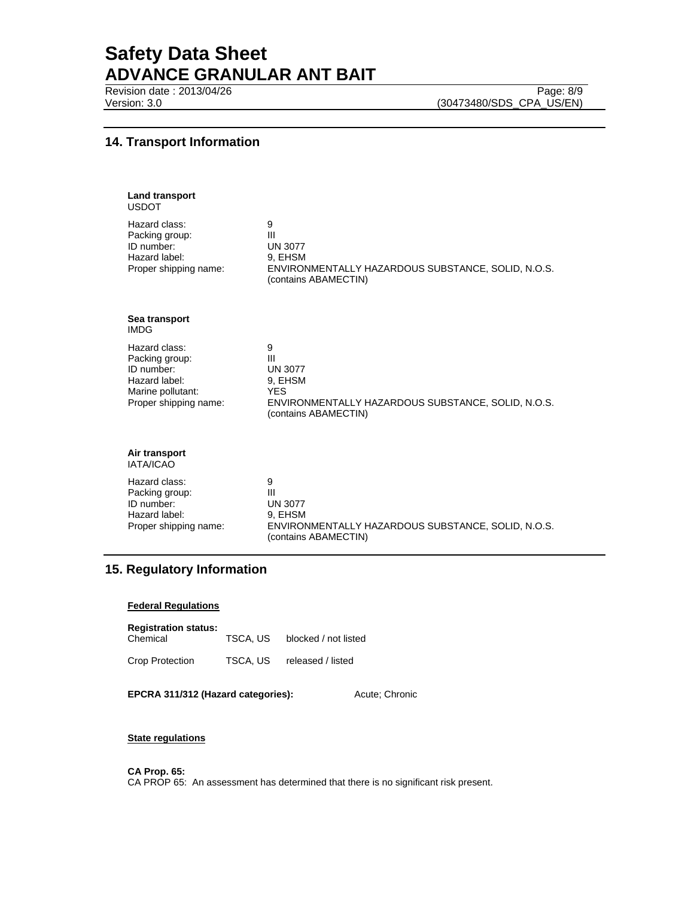## 14. Transport Information

**Land transport**
USDOT

| | |
|---|---|
| Hazard class: | 9 |
| Packing group: | III |
| ID number: | UN 3077 |
| Hazard label: | 9, EHSM |
| Proper shipping name: | ENVIRONMENTALLY HAZARDOUS SUBSTANCE, SOLID, N.O.S. (contains ABAMECTIN) |

**Sea transport**
IMDG

| | |
|---|---|
| Hazard class: | 9 |
| Packing group: | III |
| ID number: | UN 3077 |
| Hazard label: | 9, EHSM |
| Marine pollutant: | YES |
| Proper shipping name: | ENVIRONMENTALLY HAZARDOUS SUBSTANCE, SOLID, N.O.S. (contains ABAMECTIN) |

**Air transport**
IATA/ICAO

| | |
|---|---|
| Hazard class: | 9 |
| Packing group: | III |
| ID number: | UN 3077 |
| Hazard label: | 9, EHSM |
| Proper shipping name: | ENVIRONMENTALLY HAZARDOUS SUBSTANCE, SOLID, N.O.S. (contains ABAMECTIN) |

## 15. Regulatory Information

**Federal Regulations**

**Registration status:**

| | | |
|---|---|---|
| Chemical | TSCA, US | blocked / not listed |
| Crop Protection | TSCA, US | released / listed |

**EPCRA 311/312 (Hazard categories):** Acute; Chronic

**State regulations**

**CA Prop. 65:**
CA PROP 65: An assessment has determined that there is no significant risk present.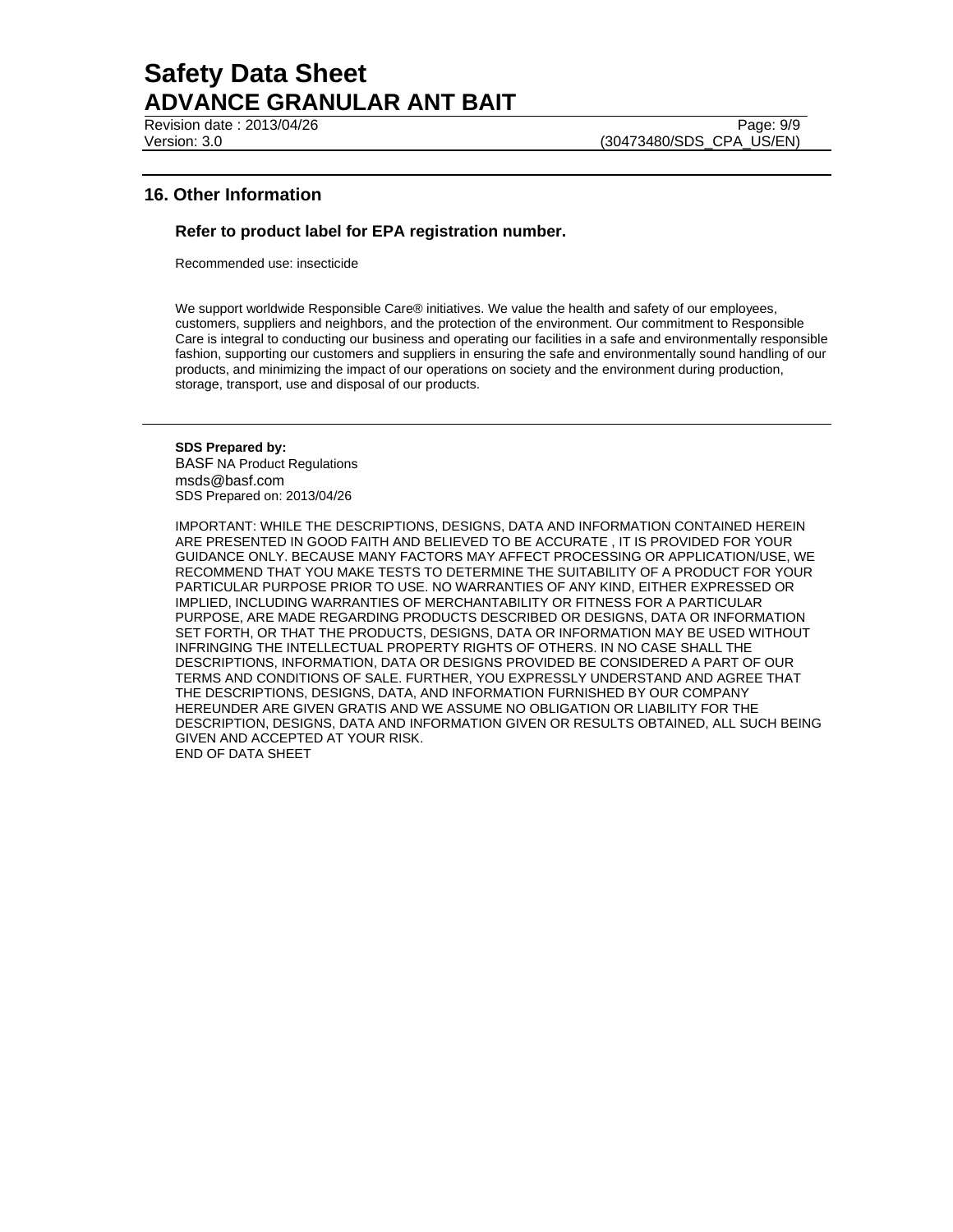## 16. Other Information

**Refer to product label for EPA registration number.**

Recommended use: insecticide

We support worldwide Responsible Care® initiatives. We value the health and safety of our employees, customers, suppliers and neighbors, and the protection of the environment. Our commitment to Responsible Care is integral to conducting our business and operating our facilities in a safe and environmentally responsible fashion, supporting our customers and suppliers in ensuring the safe and environmentally sound handling of our products, and minimizing the impact of our operations on society and the environment during production, storage, transport, use and disposal of our products.

---

**SDS Prepared by:**
BASF NA Product Regulations
msds@basf.com
SDS Prepared on: 2013/04/26

IMPORTANT: WHILE THE DESCRIPTIONS, DESIGNS, DATA AND INFORMATION CONTAINED HEREIN ARE PRESENTED IN GOOD FAITH AND BELIEVED TO BE ACCURATE , IT IS PROVIDED FOR YOUR GUIDANCE ONLY. BECAUSE MANY FACTORS MAY AFFECT PROCESSING OR APPLICATION/USE, WE RECOMMEND THAT YOU MAKE TESTS TO DETERMINE THE SUITABILITY OF A PRODUCT FOR YOUR PARTICULAR PURPOSE PRIOR TO USE. NO WARRANTIES OF ANY KIND, EITHER EXPRESSED OR IMPLIED, INCLUDING WARRANTIES OF MERCHANTABILITY OR FITNESS FOR A PARTICULAR PURPOSE, ARE MADE REGARDING PRODUCTS DESCRIBED OR DESIGNS, DATA OR INFORMATION SET FORTH, OR THAT THE PRODUCTS, DESIGNS, DATA OR INFORMATION MAY BE USED WITHOUT INFRINGING THE INTELLECTUAL PROPERTY RIGHTS OF OTHERS. IN NO CASE SHALL THE DESCRIPTIONS, INFORMATION, DATA OR DESIGNS PROVIDED BE CONSIDERED A PART OF OUR TERMS AND CONDITIONS OF SALE. FURTHER, YOU EXPRESSLY UNDERSTAND AND AGREE THAT THE DESCRIPTIONS, DESIGNS, DATA, AND INFORMATION FURNISHED BY OUR COMPANY HEREUNDER ARE GIVEN GRATIS AND WE ASSUME NO OBLIGATION OR LIABILITY FOR THE DESCRIPTION, DESIGNS, DATA AND INFORMATION GIVEN OR RESULTS OBTAINED, ALL SUCH BEING GIVEN AND ACCEPTED AT YOUR RISK.
END OF DATA SHEET